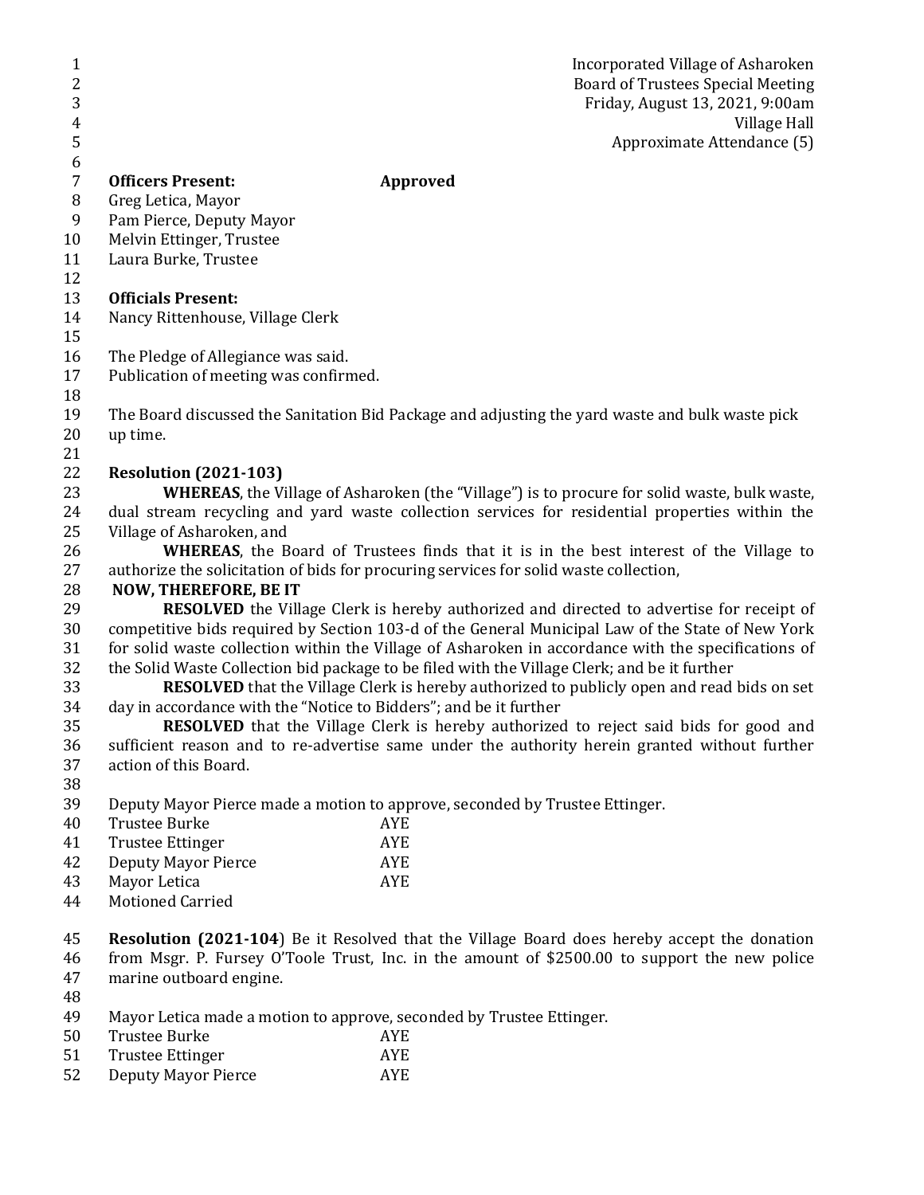Incorporated Village of Asharoken
Board of Trustees Special Meeting
Friday, August 13, 2021, 9:00am
Village Hall
Approximate Attendance (5)

**Officers Present:** **Approved**

Greg Letica, Mayor
Pam Pierce, Deputy Mayor
Melvin Ettinger, Trustee
Laura Burke, Trustee

**Officials Present:**

Nancy Rittenhouse, Village Clerk

The Pledge of Allegiance was said.
Publication of meeting was confirmed.

The Board discussed the Sanitation Bid Package and adjusting the yard waste and bulk waste pick up time.

**Resolution (2021-103)**

**WHEREAS**, the Village of Asharoken (the "Village") is to procure for solid waste, bulk waste, dual stream recycling and yard waste collection services for residential properties within the Village of Asharoken, and

**WHEREAS**, the Board of Trustees finds that it is in the best interest of the Village to authorize the solicitation of bids for procuring services for solid waste collection,

**NOW, THEREFORE, BE IT**

**RESOLVED** the Village Clerk is hereby authorized and directed to advertise for receipt of competitive bids required by Section 103-d of the General Municipal Law of the State of New York for solid waste collection within the Village of Asharoken in accordance with the specifications of the Solid Waste Collection bid package to be filed with the Village Clerk; and be it further

**RESOLVED** that the Village Clerk is hereby authorized to publicly open and read bids on set day in accordance with the "Notice to Bidders"; and be it further

**RESOLVED** that the Village Clerk is hereby authorized to reject said bids for good and sufficient reason and to re-advertise same under the authority herein granted without further action of this Board.

Deputy Mayor Pierce made a motion to approve, seconded by Trustee Ettinger.

| | |
|---|---|
| Trustee Burke | AYE |
| Trustee Ettinger | AYE |
| Deputy Mayor Pierce | AYE |
| Mayor Letica | AYE |

Motioned Carried

**Resolution (2021-104**) Be it Resolved that the Village Board does hereby accept the donation from Msgr. P. Fursey O'Toole Trust, Inc. in the amount of $2500.00 to support the new police marine outboard engine.

Mayor Letica made a motion to approve, seconded by Trustee Ettinger.

| | |
|---|---|
| Trustee Burke | AYE |
| Trustee Ettinger | AYE |
| Deputy Mayor Pierce | AYE |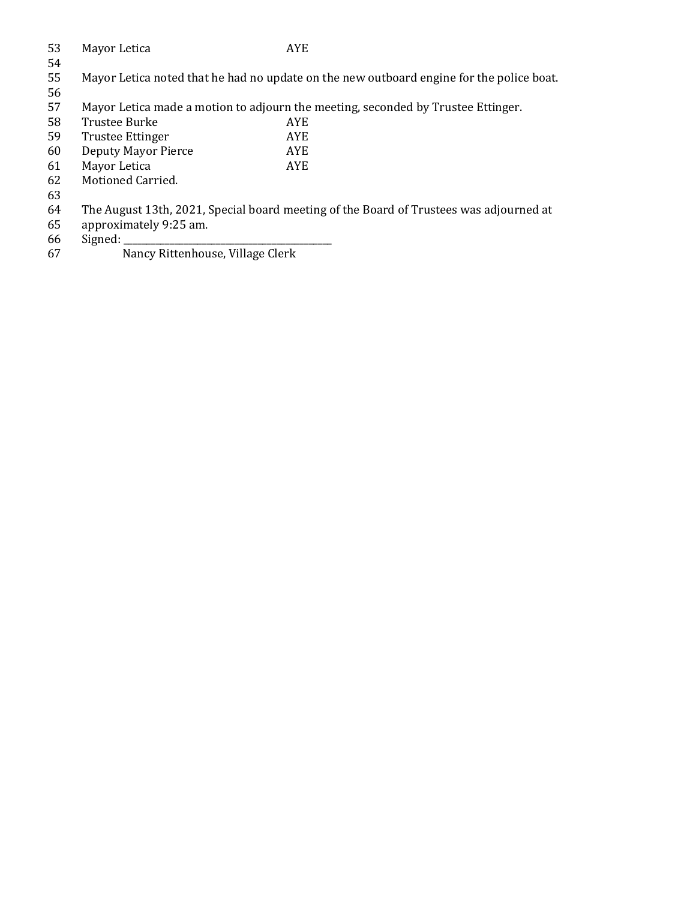Mayor Letica AYE

Mayor Letica noted that he had no update on the new outboard engine for the police boat.

Mayor Letica made a motion to adjourn the meeting, seconded by Trustee Ettinger.

| | |
|---|---|
| Trustee Burke | AYE |
| Trustee Ettinger | AYE |
| Deputy Mayor Pierce | AYE |
| Mayor Letica | AYE |

Motioned Carried.

The August 13th, 2021, Special board meeting of the Board of Trustees was adjourned at approximately 9:25 am.

Signed: ___________________________

Nancy Rittenhouse, Village Clerk